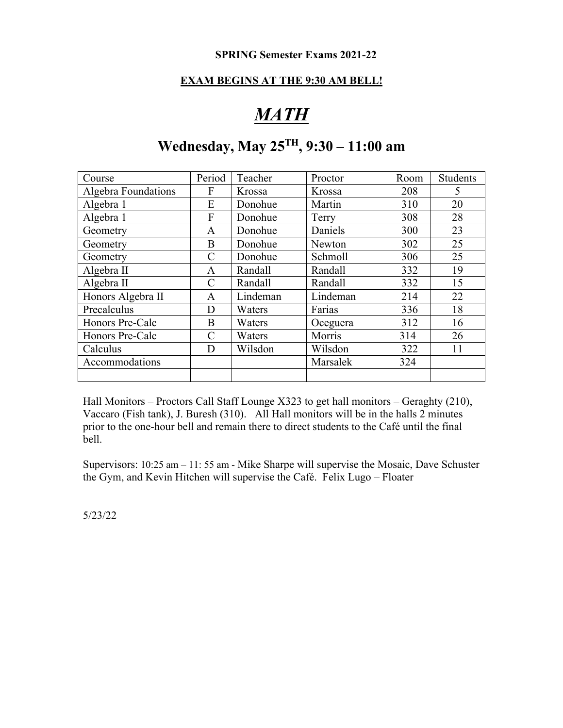**SPRING Semester Exams 2021-22**

**EXAM BEGINS AT THE 9:30 AM BELL!**

# *MATH*

## Wednesday, May 25TH, 9:30 – 11:00 am

| Course | Period | Teacher | Proctor | Room | Students |
|---|---|---|---|---|---|
| Algebra Foundations | F | Krossa | Krossa | 208 | 5 |
| Algebra 1 | E | Donohue | Martin | 310 | 20 |
| Algebra 1 | F | Donohue | Terry | 308 | 28 |
| Geometry | A | Donohue | Daniels | 300 | 23 |
| Geometry | B | Donohue | Newton | 302 | 25 |
| Geometry | C | Donohue | Schmoll | 306 | 25 |
| Algebra II | A | Randall | Randall | 332 | 19 |
| Algebra II | C | Randall | Randall | 332 | 15 |
| Honors Algebra II | A | Lindeman | Lindeman | 214 | 22 |
| Precalculus | D | Waters | Farias | 336 | 18 |
| Honors Pre-Calc | B | Waters | Oceguera | 312 | 16 |
| Honors Pre-Calc | C | Waters | Morris | 314 | 26 |
| Calculus | D | Wilsdon | Wilsdon | 322 | 11 |
| Accommodations | | | Marsalek | 324 | |
| | | | | | |

Hall Monitors – Proctors Call Staff Lounge X323 to get hall monitors – Geraghty (210), Vaccaro (Fish tank), J. Buresh (310). All Hall monitors will be in the halls 2 minutes prior to the one-hour bell and remain there to direct students to the Café until the final bell.

Supervisors: 10:25 am – 11: 55 am - Mike Sharpe will supervise the Mosaic, Dave Schuster the Gym, and Kevin Hitchen will supervise the Café. Felix Lugo – Floater

5/23/22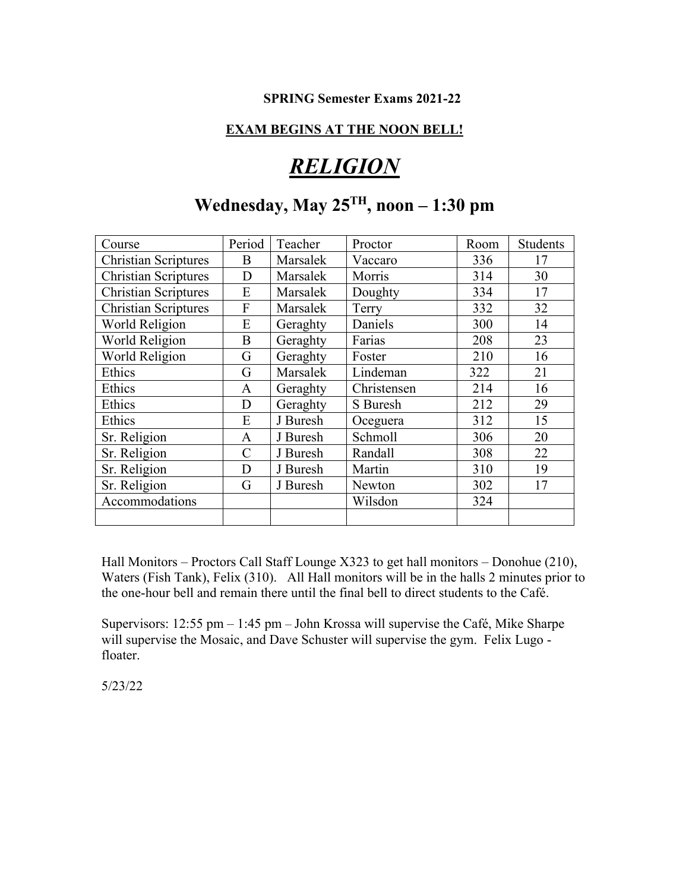**SPRING Semester Exams 2021-22**

**EXAM BEGINS AT THE NOON BELL!**

# *RELIGION*

## Wednesday, May 25TH, noon – 1:30 pm

| Course | Period | Teacher | Proctor | Room | Students |
|---|---|---|---|---|---|
| Christian Scriptures | B | Marsalek | Vaccaro | 336 | 17 |
| Christian Scriptures | D | Marsalek | Morris | 314 | 30 |
| Christian Scriptures | E | Marsalek | Doughty | 334 | 17 |
| Christian Scriptures | F | Marsalek | Terry | 332 | 32 |
| World Religion | E | Geraghty | Daniels | 300 | 14 |
| World Religion | B | Geraghty | Farias | 208 | 23 |
| World Religion | G | Geraghty | Foster | 210 | 16 |
| Ethics | G | Marsalek | Lindeman | 322 | 21 |
| Ethics | A | Geraghty | Christensen | 214 | 16 |
| Ethics | D | Geraghty | S Buresh | 212 | 29 |
| Ethics | E | J Buresh | Oceguera | 312 | 15 |
| Sr. Religion | A | J Buresh | Schmoll | 306 | 20 |
| Sr. Religion | C | J Buresh | Randall | 308 | 22 |
| Sr. Religion | D | J Buresh | Martin | 310 | 19 |
| Sr. Religion | G | J Buresh | Newton | 302 | 17 |
| Accommodations | | | Wilsdon | 324 | |
| | | | | | |

Hall Monitors – Proctors Call Staff Lounge X323 to get hall monitors – Donohue (210), Waters (Fish Tank), Felix (310). All Hall monitors will be in the halls 2 minutes prior to the one-hour bell and remain there until the final bell to direct students to the Café.

Supervisors: 12:55 pm – 1:45 pm – John Krossa will supervise the Café, Mike Sharpe will supervise the Mosaic, and Dave Schuster will supervise the gym. Felix Lugo - floater.

5/23/22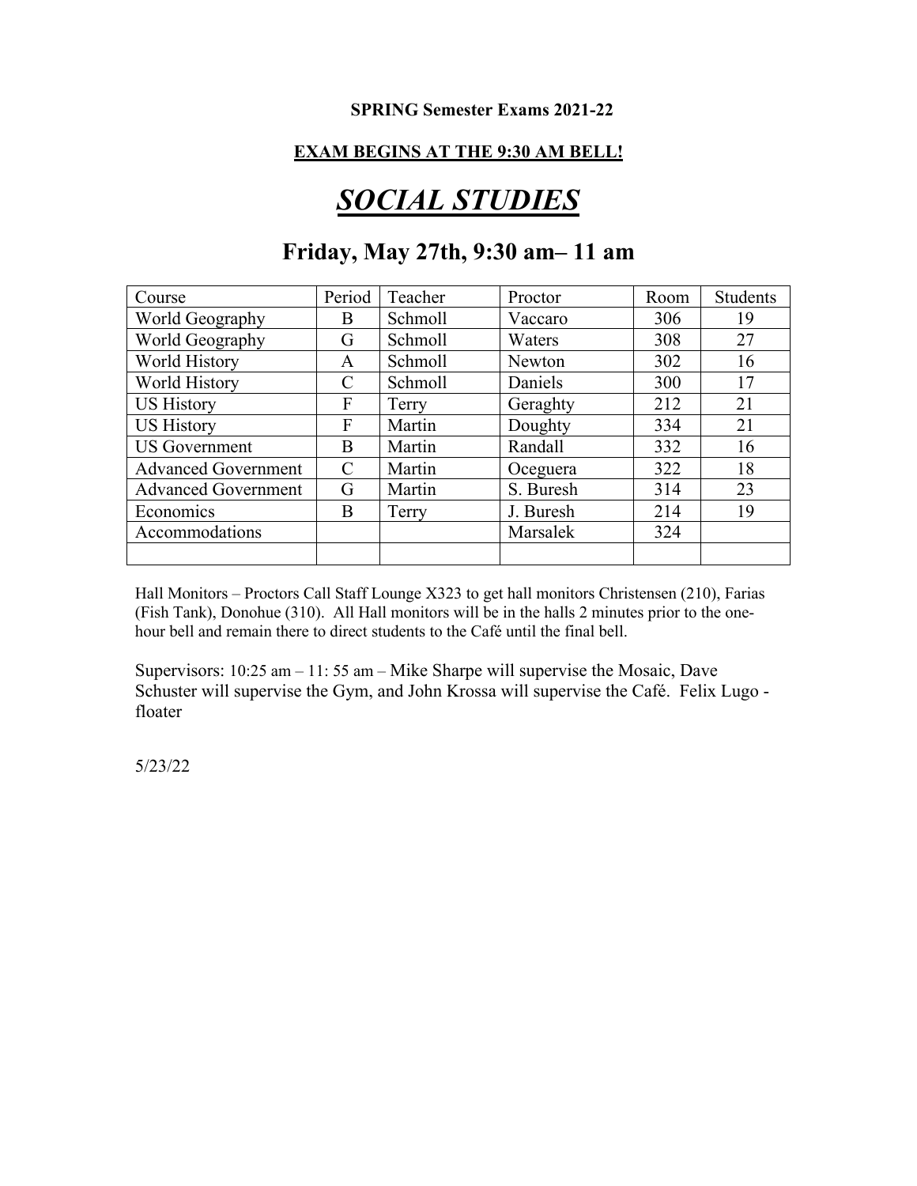**SPRING Semester Exams 2021-22**

**EXAM BEGINS AT THE 9:30 AM BELL!**

# *SOCIAL STUDIES*

## Friday, May 27th, 9:30 am– 11 am

| Course | Period | Teacher | Proctor | Room | Students |
|---|---|---|---|---|---|
| World Geography | B | Schmoll | Vaccaro | 306 | 19 |
| World Geography | G | Schmoll | Waters | 308 | 27 |
| World History | A | Schmoll | Newton | 302 | 16 |
| World History | C | Schmoll | Daniels | 300 | 17 |
| US History | F | Terry | Geraghty | 212 | 21 |
| US History | F | Martin | Doughty | 334 | 21 |
| US Government | B | Martin | Randall | 332 | 16 |
| Advanced Government | C | Martin | Oceguera | 322 | 18 |
| Advanced Government | G | Martin | S. Buresh | 314 | 23 |
| Economics | B | Terry | J. Buresh | 214 | 19 |
| Accommodations | | | Marsalek | 324 | |
| | | | | | |

Hall Monitors – Proctors Call Staff Lounge X323 to get hall monitors Christensen (210), Farias (Fish Tank), Donohue (310). All Hall monitors will be in the halls 2 minutes prior to the one-hour bell and remain there to direct students to the Café until the final bell.

Supervisors: 10:25 am – 11: 55 am – Mike Sharpe will supervise the Mosaic, Dave Schuster will supervise the Gym, and John Krossa will supervise the Café. Felix Lugo - floater

5/23/22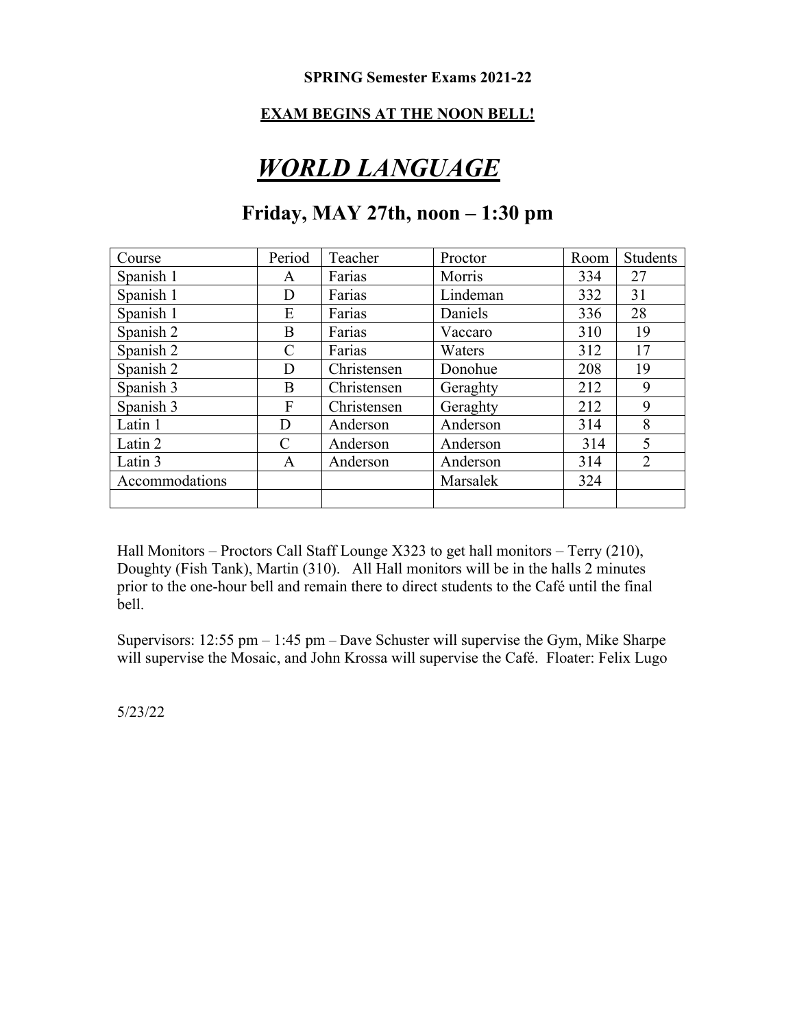**SPRING Semester Exams 2021-22**

**EXAM BEGINS AT THE NOON BELL!**

# *WORLD LANGUAGE*

## Friday, MAY 27th, noon – 1:30 pm

| Course | Period | Teacher | Proctor | Room | Students |
|---|---|---|---|---|---|
| Spanish 1 | A | Farias | Morris | 334 | 27 |
| Spanish 1 | D | Farias | Lindeman | 332 | 31 |
| Spanish 1 | E | Farias | Daniels | 336 | 28 |
| Spanish 2 | B | Farias | Vaccaro | 310 | 19 |
| Spanish 2 | C | Farias | Waters | 312 | 17 |
| Spanish 2 | D | Christensen | Donohue | 208 | 19 |
| Spanish 3 | B | Christensen | Geraghty | 212 | 9 |
| Spanish 3 | F | Christensen | Geraghty | 212 | 9 |
| Latin 1 | D | Anderson | Anderson | 314 | 8 |
| Latin 2 | C | Anderson | Anderson | 314 | 5 |
| Latin 3 | A | Anderson | Anderson | 314 | 2 |
| Accommodations | | | Marsalek | 324 | |
| | | | | | |

Hall Monitors – Proctors Call Staff Lounge X323 to get hall monitors – Terry (210), Doughty (Fish Tank), Martin (310). All Hall monitors will be in the halls 2 minutes prior to the one-hour bell and remain there to direct students to the Café until the final bell.

Supervisors: 12:55 pm – 1:45 pm – Dave Schuster will supervise the Gym, Mike Sharpe will supervise the Mosaic, and John Krossa will supervise the Café. Floater: Felix Lugo

5/23/22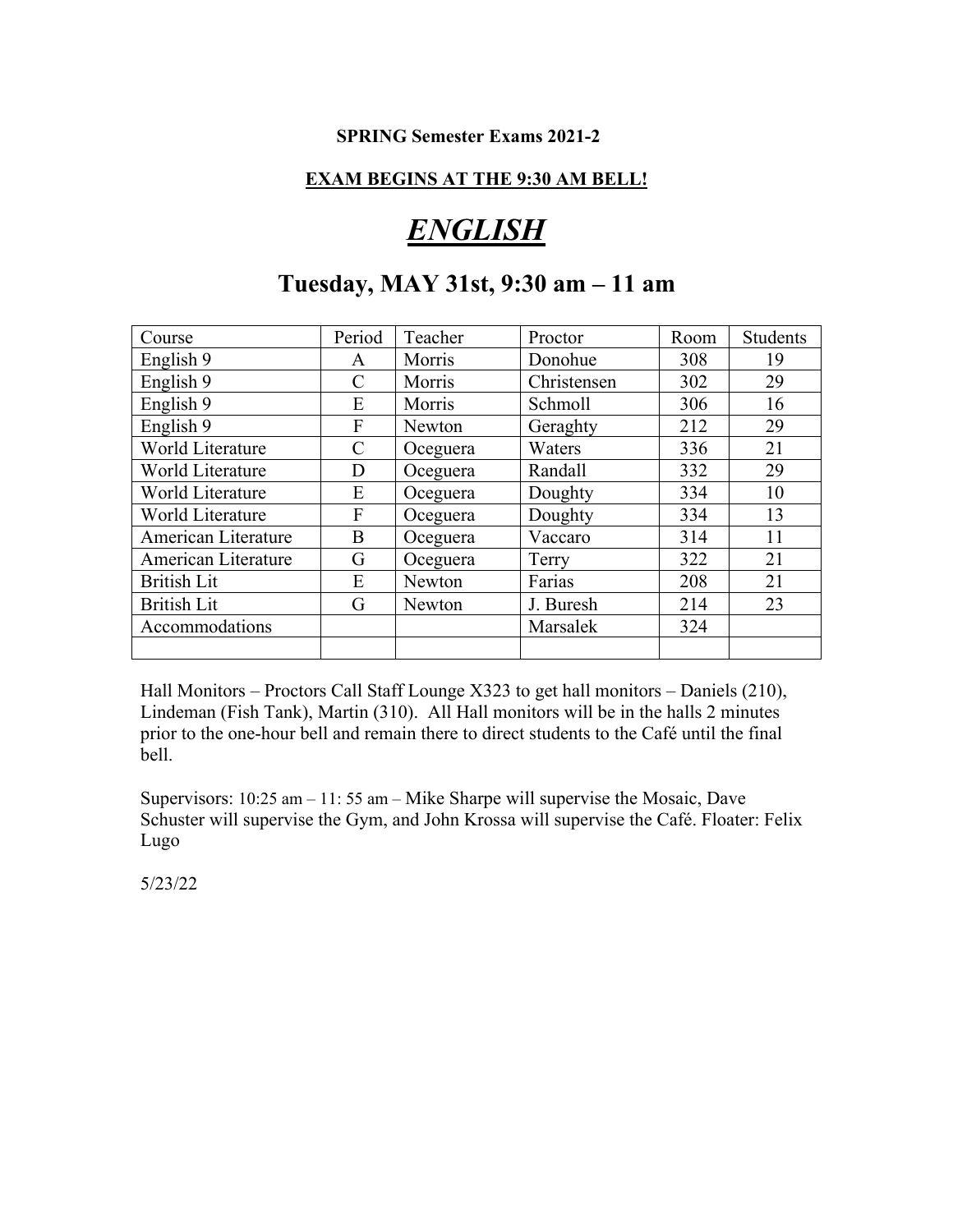**SPRING Semester Exams 2021-2**

**EXAM BEGINS AT THE 9:30 AM BELL!**

# *ENGLISH*

## Tuesday, MAY 31st, 9:30 am – 11 am

| Course | Period | Teacher | Proctor | Room | Students |
|---|---|---|---|---|---|
| English 9 | A | Morris | Donohue | 308 | 19 |
| English 9 | C | Morris | Christensen | 302 | 29 |
| English 9 | E | Morris | Schmoll | 306 | 16 |
| English 9 | F | Newton | Geraghty | 212 | 29 |
| World Literature | C | Oceguera | Waters | 336 | 21 |
| World Literature | D | Oceguera | Randall | 332 | 29 |
| World Literature | E | Oceguera | Doughty | 334 | 10 |
| World Literature | F | Oceguera | Doughty | 334 | 13 |
| American Literature | B | Oceguera | Vaccaro | 314 | 11 |
| American Literature | G | Oceguera | Terry | 322 | 21 |
| British Lit | E | Newton | Farias | 208 | 21 |
| British Lit | G | Newton | J. Buresh | 214 | 23 |
| Accommodations | | | Marsalek | 324 | |
| | | | | | |

Hall Monitors – Proctors Call Staff Lounge X323 to get hall monitors – Daniels (210), Lindeman (Fish Tank), Martin (310). All Hall monitors will be in the halls 2 minutes prior to the one-hour bell and remain there to direct students to the Café until the final bell.

Supervisors: 10:25 am – 11: 55 am – Mike Sharpe will supervise the Mosaic, Dave Schuster will supervise the Gym, and John Krossa will supervise the Café. Floater: Felix Lugo

5/23/22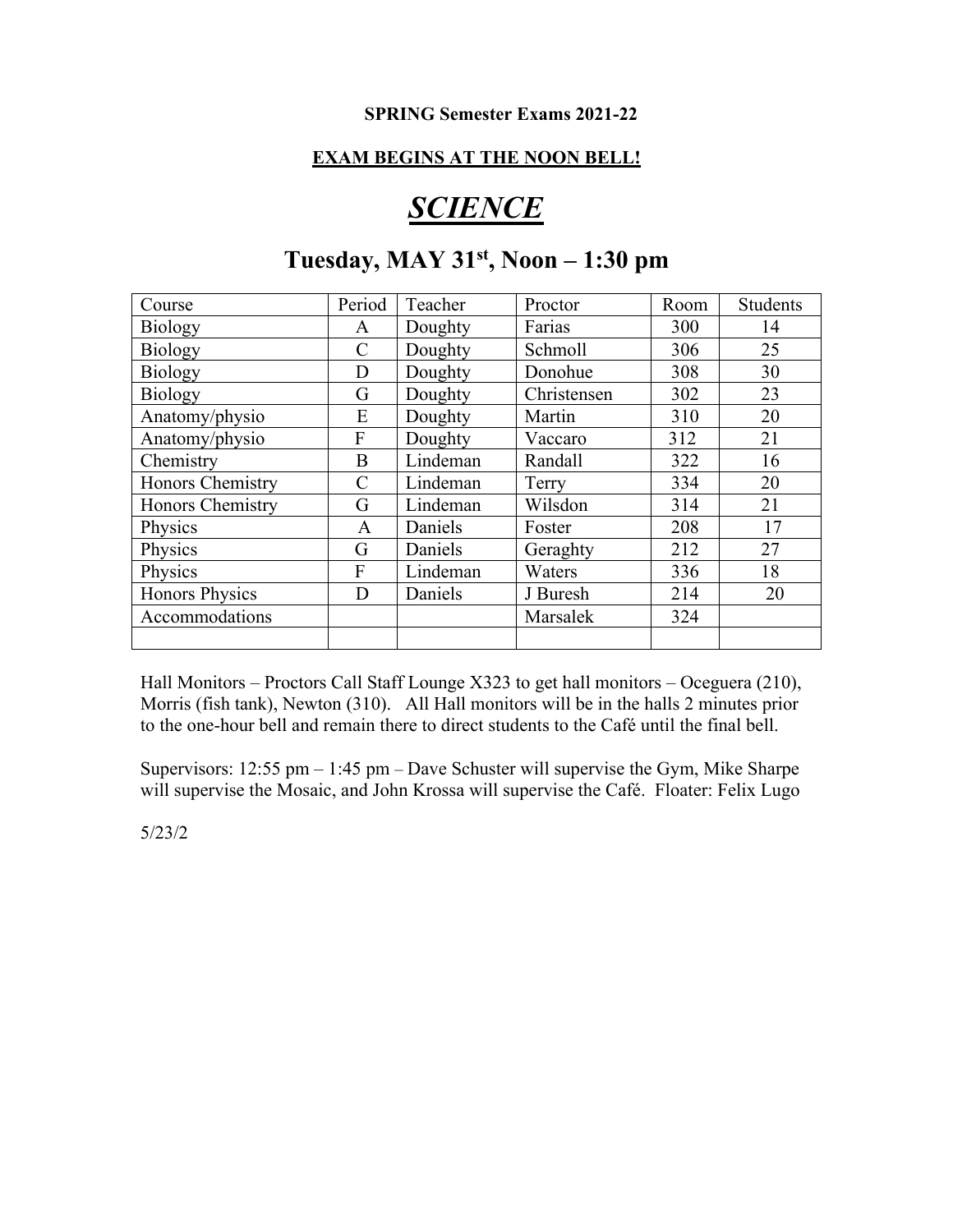**SPRING Semester Exams 2021-22**

**EXAM BEGINS AT THE NOON BELL!**

# ***SCIENCE***

## Tuesday, MAY 31st, Noon – 1:30 pm

| Course | Period | Teacher | Proctor | Room | Students |
|---|---|---|---|---|---|
| Biology | A | Doughty | Farias | 300 | 14 |
| Biology | C | Doughty | Schmoll | 306 | 25 |
| Biology | D | Doughty | Donohue | 308 | 30 |
| Biology | G | Doughty | Christensen | 302 | 23 |
| Anatomy/physio | E | Doughty | Martin | 310 | 20 |
| Anatomy/physio | F | Doughty | Vaccaro | 312 | 21 |
| Chemistry | B | Lindeman | Randall | 322 | 16 |
| Honors Chemistry | C | Lindeman | Terry | 334 | 20 |
| Honors Chemistry | G | Lindeman | Wilsdon | 314 | 21 |
| Physics | A | Daniels | Foster | 208 | 17 |
| Physics | G | Daniels | Geraghty | 212 | 27 |
| Physics | F | Lindeman | Waters | 336 | 18 |
| Honors Physics | D | Daniels | J Buresh | 214 | 20 |
| Accommodations | | | Marsalek | 324 | |
| | | | | | |

Hall Monitors – Proctors Call Staff Lounge X323 to get hall monitors – Oceguera (210), Morris (fish tank), Newton (310). All Hall monitors will be in the halls 2 minutes prior to the one-hour bell and remain there to direct students to the Café until the final bell.

Supervisors: 12:55 pm – 1:45 pm – Dave Schuster will supervise the Gym, Mike Sharpe will supervise the Mosaic, and John Krossa will supervise the Café. Floater: Felix Lugo

5/23/2